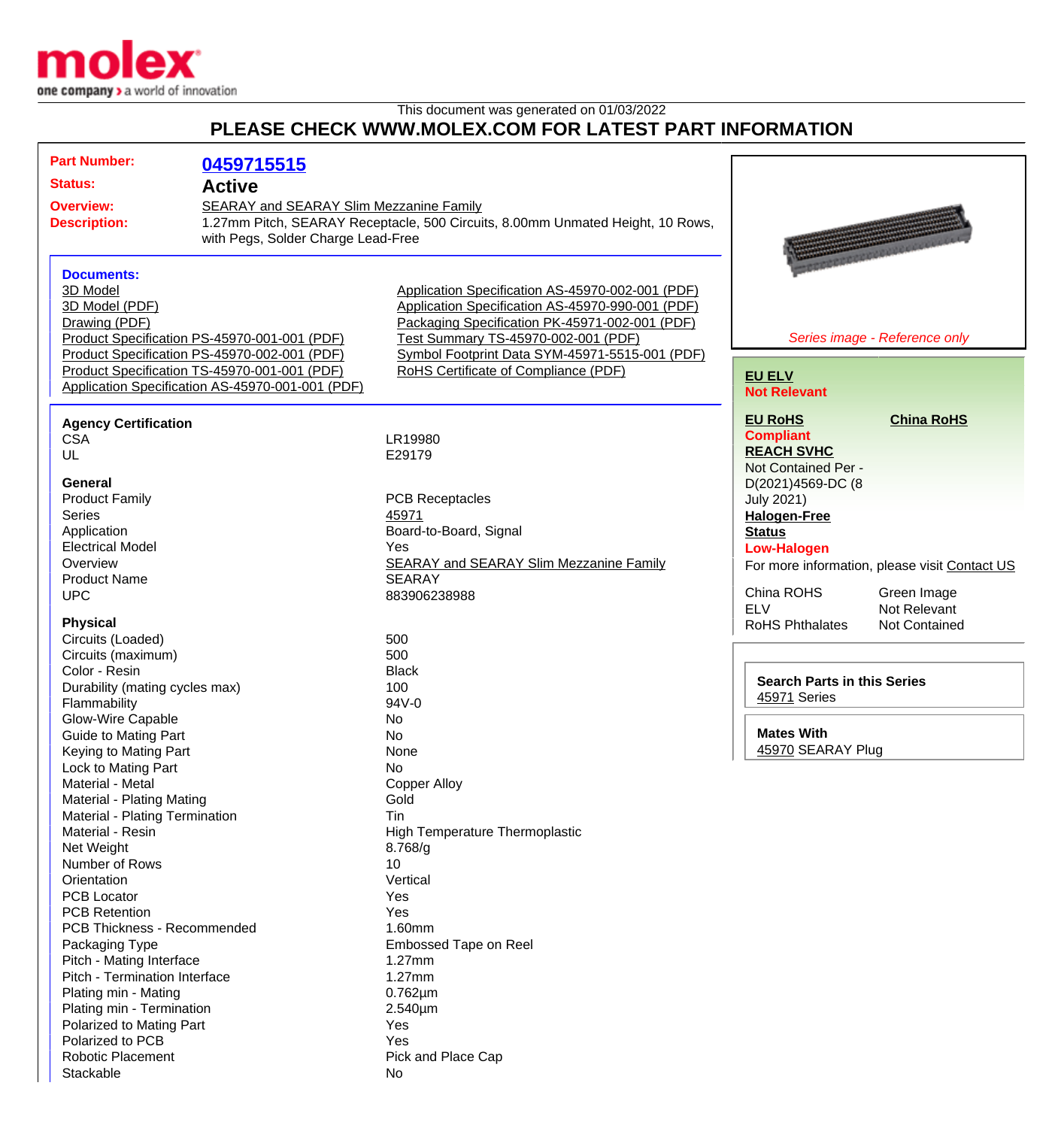This document was generated on 01/03/2022

# PLEASE CHECK WWW.MOLEX.COM FOR LATEST PART INFORMATION

**Part Number:** 0459715515

**Status:** Active

**Overview:** SEARAY and SEARAY Slim Mezzanine Family

**Description:** 1.27mm Pitch, SEARAY Receptacle, 500 Circuits, 8.00mm Unmated Height, 10 Rows, with Pegs, Solder Charge Lead-Free

## Documents:

- 3D Model
- 3D Model (PDF)
- Drawing (PDF)
- Product Specification PS-45970-001-001 (PDF)
- Product Specification PS-45970-002-001 (PDF)
- Product Specification TS-45970-001-001 (PDF)
- Application Specification AS-45970-001-001 (PDF)
- Application Specification AS-45970-002-001 (PDF)
- Application Specification AS-45970-990-001 (PDF)
- Packaging Specification PK-45971-002-001 (PDF)
- Test Summary TS-45970-002-001 (PDF)
- Symbol Footprint Data SYM-45971-5515-001 (PDF)
- RoHS Certificate of Compliance (PDF)

*Series image - Reference only*

**EU ELV**
Not Relevant

**EU RoHS**
Compliant

**China RoHS**

**REACH SVHC**
Not Contained Per - D(2021)4569-DC (8 July 2021)

**Halogen-Free Status**
Low-Halogen

For more information, please visit Contact US

| | |
|---|---|
| China ROHS | Green Image |
| ELV | Not Relevant |
| RoHS Phthalates | Not Contained |

**Search Parts in this Series**
45971 Series

**Mates With**
45970 SEARAY Plug

### Agency Certification

| | |
|---|---|
| CSA | LR19980 |
| UL | E29179 |

### General

| | |
|---|---|
| Product Family | PCB Receptacles |
| Series | 45971 |
| Application | Board-to-Board, Signal |
| Electrical Model | Yes |
| Overview | SEARAY and SEARAY Slim Mezzanine Family |
| Product Name | SEARAY |
| UPC | 883906238988 |

### Physical

| | |
|---|---|
| Circuits (Loaded) | 500 |
| Circuits (maximum) | 500 |
| Color - Resin | Black |
| Durability (mating cycles max) | 100 |
| Flammability | 94V-0 |
| Glow-Wire Capable | No |
| Guide to Mating Part | No |
| Keying to Mating Part | None |
| Lock to Mating Part | No |
| Material - Metal | Copper Alloy |
| Material - Plating Mating | Gold |
| Material - Plating Termination | Tin |
| Material - Resin | High Temperature Thermoplastic |
| Net Weight | 8.768/g |
| Number of Rows | 10 |
| Orientation | Vertical |
| PCB Locator | Yes |
| PCB Retention | Yes |
| PCB Thickness - Recommended | 1.60mm |
| Packaging Type | Embossed Tape on Reel |
| Pitch - Mating Interface | 1.27mm |
| Pitch - Termination Interface | 1.27mm |
| Plating min - Mating | 0.762µm |
| Plating min - Termination | 2.540µm |
| Polarized to Mating Part | Yes |
| Polarized to PCB | Yes |
| Robotic Placement | Pick and Place Cap |
| Stackable | No |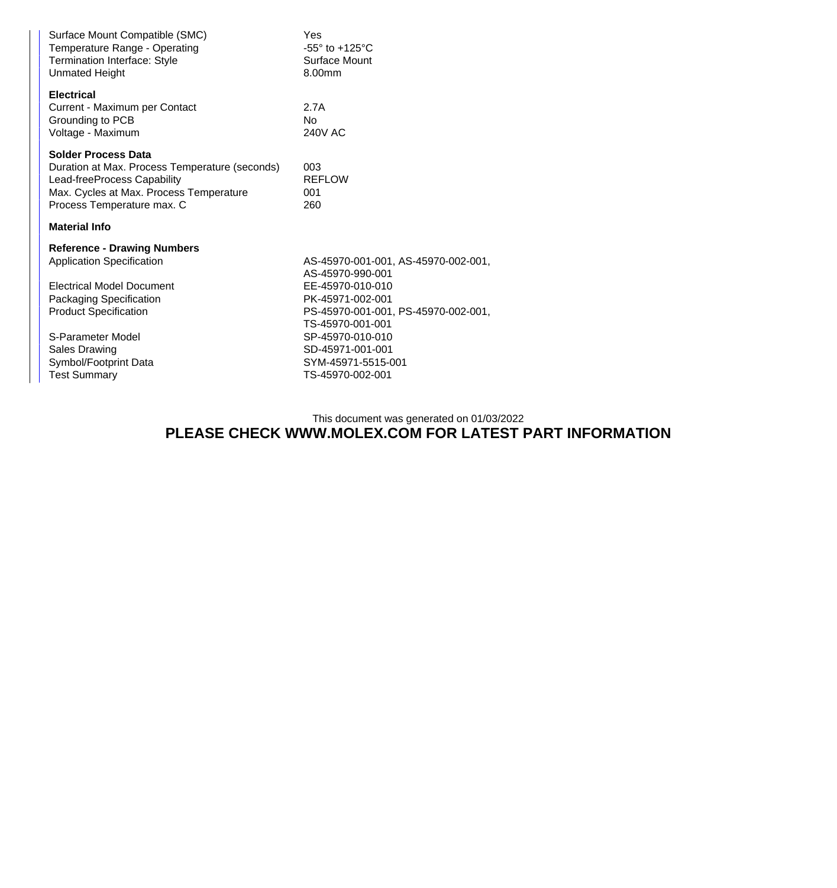| | |
|---|---|
| Surface Mount Compatible (SMC) | Yes |
| Temperature Range - Operating | -55° to +125°C |
| Termination Interface: Style | Surface Mount |
| Unmated Height | 8.00mm |

**Electrical**

| | |
|---|---|
| Current - Maximum per Contact | 2.7A |
| Grounding to PCB | No |
| Voltage - Maximum | 240V AC |

**Solder Process Data**

| | |
|---|---|
| Duration at Max. Process Temperature (seconds) | 003 |
| Lead-freeProcess Capability | REFLOW |
| Max. Cycles at Max. Process Temperature | 001 |
| Process Temperature max. C | 260 |

**Material Info**

**Reference - Drawing Numbers**

| | |
|---|---|
| Application Specification | AS-45970-001-001, AS-45970-002-001, AS-45970-990-001 |
| Electrical Model Document | EE-45970-010-010 |
| Packaging Specification | PK-45971-002-001 |
| Product Specification | PS-45970-001-001, PS-45970-002-001, TS-45970-001-001 |
| S-Parameter Model | SP-45970-010-010 |
| Sales Drawing | SD-45971-001-001 |
| Symbol/Footprint Data | SYM-45971-5515-001 |
| Test Summary | TS-45970-002-001 |

This document was generated on 01/03/2022

**PLEASE CHECK WWW.MOLEX.COM FOR LATEST PART INFORMATION**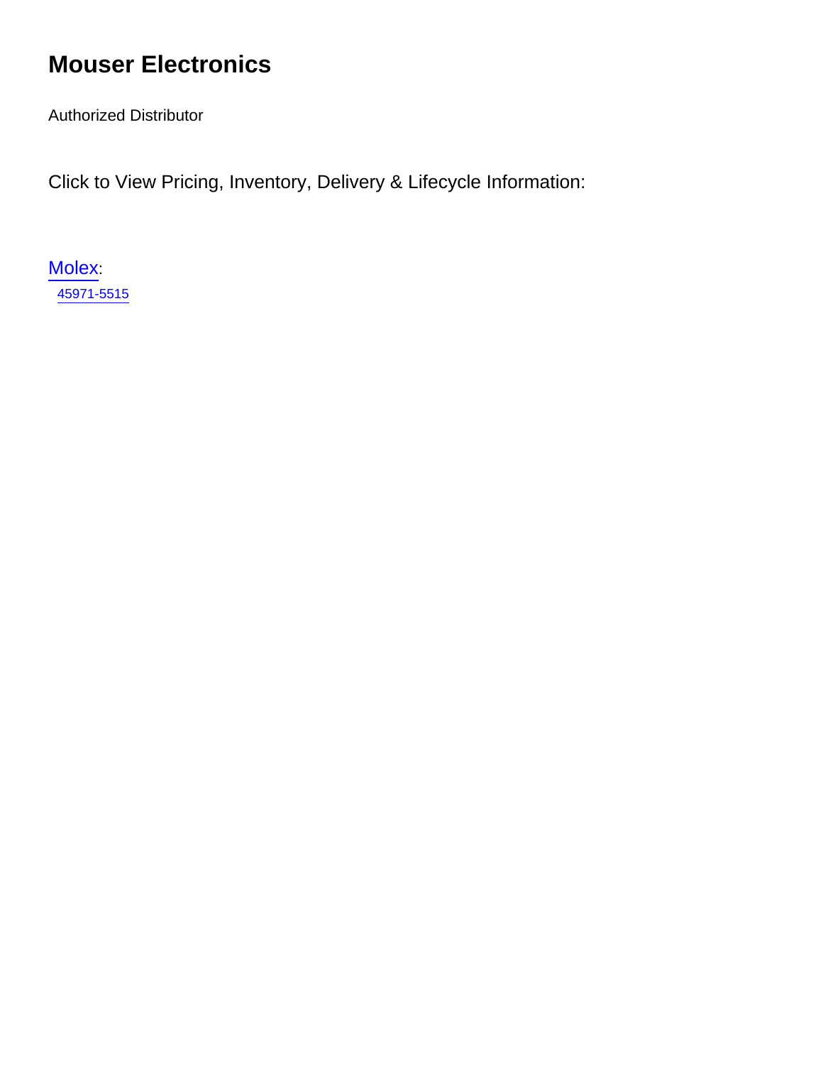# Mouser Electronics

Authorized Distributor

Click to View Pricing, Inventory, Delivery & Lifecycle Information:

Molex:

45971-5515